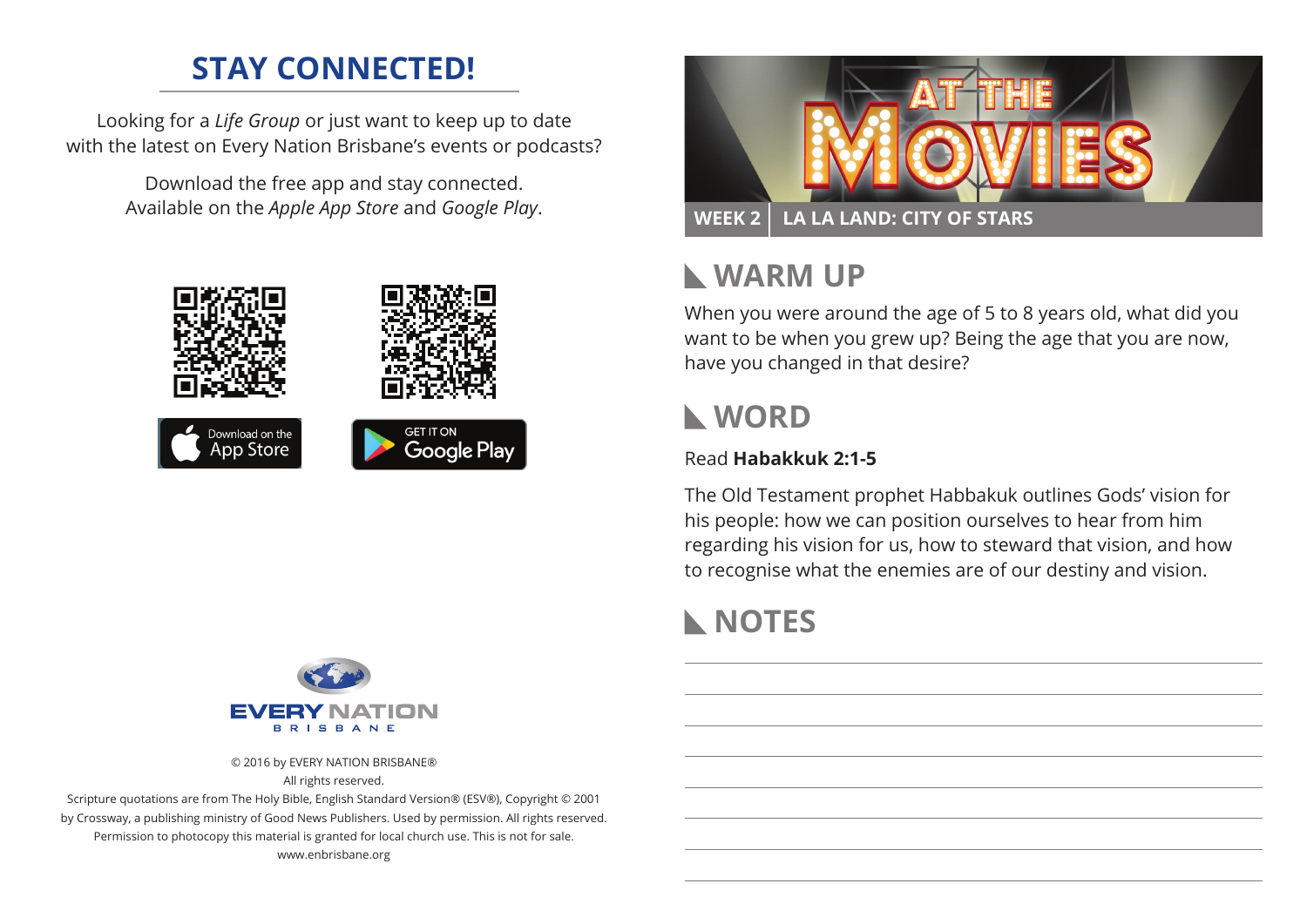## STAY CONNECTED!

Looking for a *Life Group* or just want to keep up to date with the latest on Every Nation Brisbane's events or podcasts?

Download the free app and stay connected. Available on the *Apple App Store* and *Google Play*.

Download on the App Store

GET IT ON Google Play

EVERY NATION BRISBANE

© 2016 by EVERY NATION BRISBANE®
All rights reserved.
Scripture quotations are from The Holy Bible, English Standard Version® (ESV®), Copyright © 2001 by Crossway, a publishing ministry of Good News Publishers. Used by permission. All rights reserved. Permission to photocopy this material is granted for local church use. This is not for sale.
www.enbrisbane.org

# AT THE MOVIES

**WEEK 2 | LA LA LAND: CITY OF STARS**

## WARM UP

When you were around the age of 5 to 8 years old, what did you want to be when you grew up? Being the age that you are now, have you changed in that desire?

## WORD

Read **Habakkuk 2:1-5**

The Old Testament prophet Habbakuk outlines Gods' vision for his people: how we can position ourselves to hear from him regarding his vision for us, how to steward that vision, and how to recognise what the enemies are of our destiny and vision.

## NOTES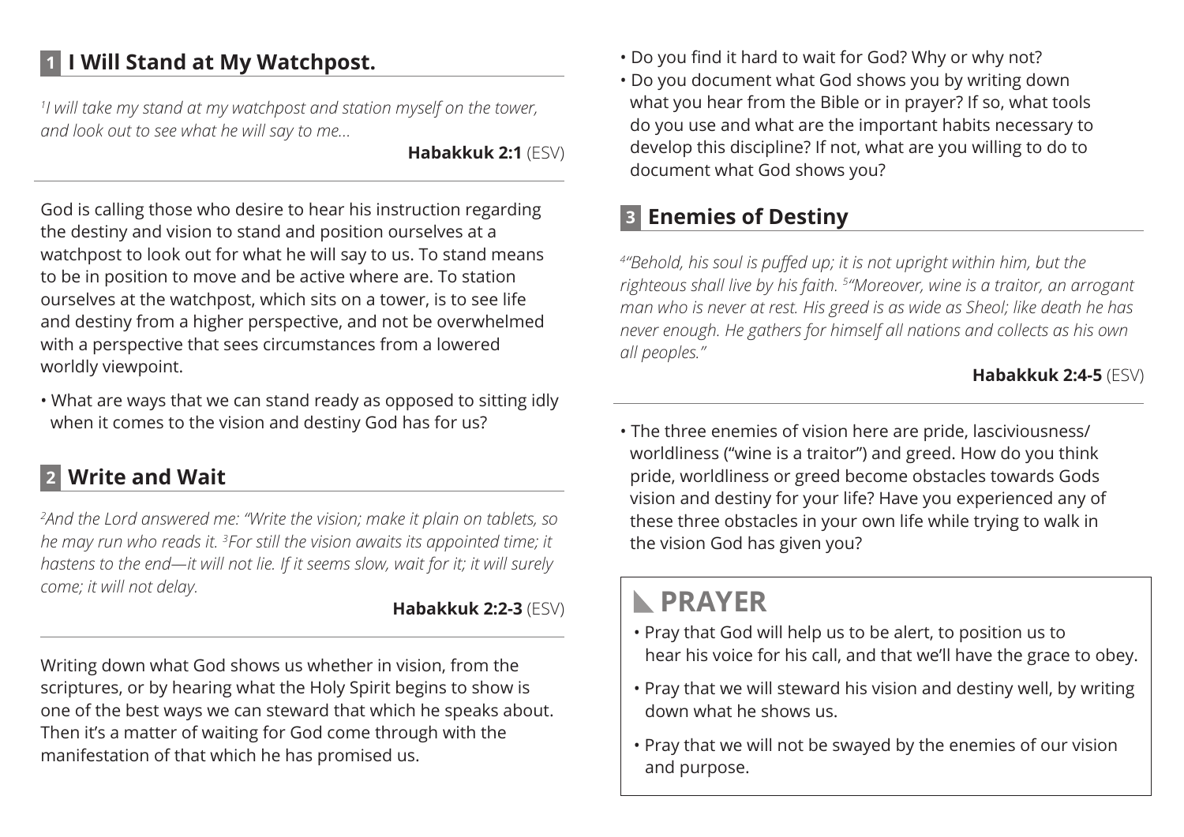## 1 I Will Stand at My Watchpost.

*[1]I will take my stand at my watchpost and station myself on the tower, and look out to see what he will say to me...*

**Habakkuk 2:1** (ESV)

God is calling those who desire to hear his instruction regarding the destiny and vision to stand and position ourselves at a watchpost to look out for what he will say to us. To stand means to be in position to move and be active where are. To station ourselves at the watchpost, which sits on a tower, is to see life and destiny from a higher perspective, and not be overwhelmed with a perspective that sees circumstances from a lowered worldly viewpoint.

- What are ways that we can stand ready as opposed to sitting idly when it comes to the vision and destiny God has for us?

## 2 Write and Wait

*[2]And the Lord answered me: "Write the vision; make it plain on tablets, so he may run who reads it. [3]For still the vision awaits its appointed time; it hastens to the end—it will not lie. If it seems slow, wait for it; it will surely come; it will not delay.*

**Habakkuk 2:2-3** (ESV)

Writing down what God shows us whether in vision, from the scriptures, or by hearing what the Holy Spirit begins to show is one of the best ways we can steward that which he speaks about. Then it's a matter of waiting for God come through with the manifestation of that which he has promised us.

- Do you find it hard to wait for God? Why or why not?
- Do you document what God shows you by writing down what you hear from the Bible or in prayer? If so, what tools do you use and what are the important habits necessary to develop this discipline? If not, what are you willing to do to document what God shows you?

## 3 Enemies of Destiny

*[4]"Behold, his soul is puffed up; it is not upright within him, but the righteous shall live by his faith. [5]"Moreover, wine is a traitor, an arrogant man who is never at rest. His greed is as wide as Sheol; like death he has never enough. He gathers for himself all nations and collects as his own all peoples."*

**Habakkuk 2:4-5** (ESV)

- The three enemies of vision here are pride, lasciviousness/worldliness ("wine is a traitor") and greed. How do you think pride, worldliness or greed become obstacles towards Gods vision and destiny for your life? Have you experienced any of these three obstacles in your own life while trying to walk in the vision God has given you?

## PRAYER

- Pray that God will help us to be alert, to position us to hear his voice for his call, and that we'll have the grace to obey.
- Pray that we will steward his vision and destiny well, by writing down what he shows us.
- Pray that we will not be swayed by the enemies of our vision and purpose.